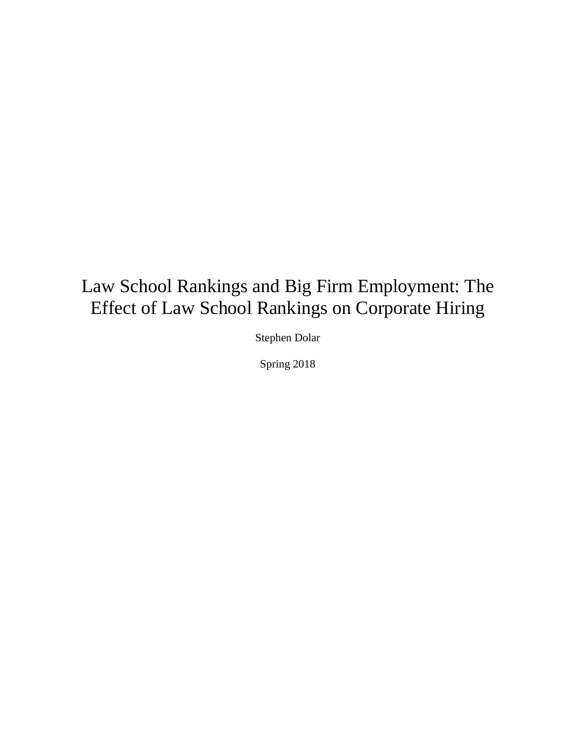# Law School Rankings and Big Firm Employment: The Effect of Law School Rankings on Corporate Hiring

Stephen Dolar

Spring 2018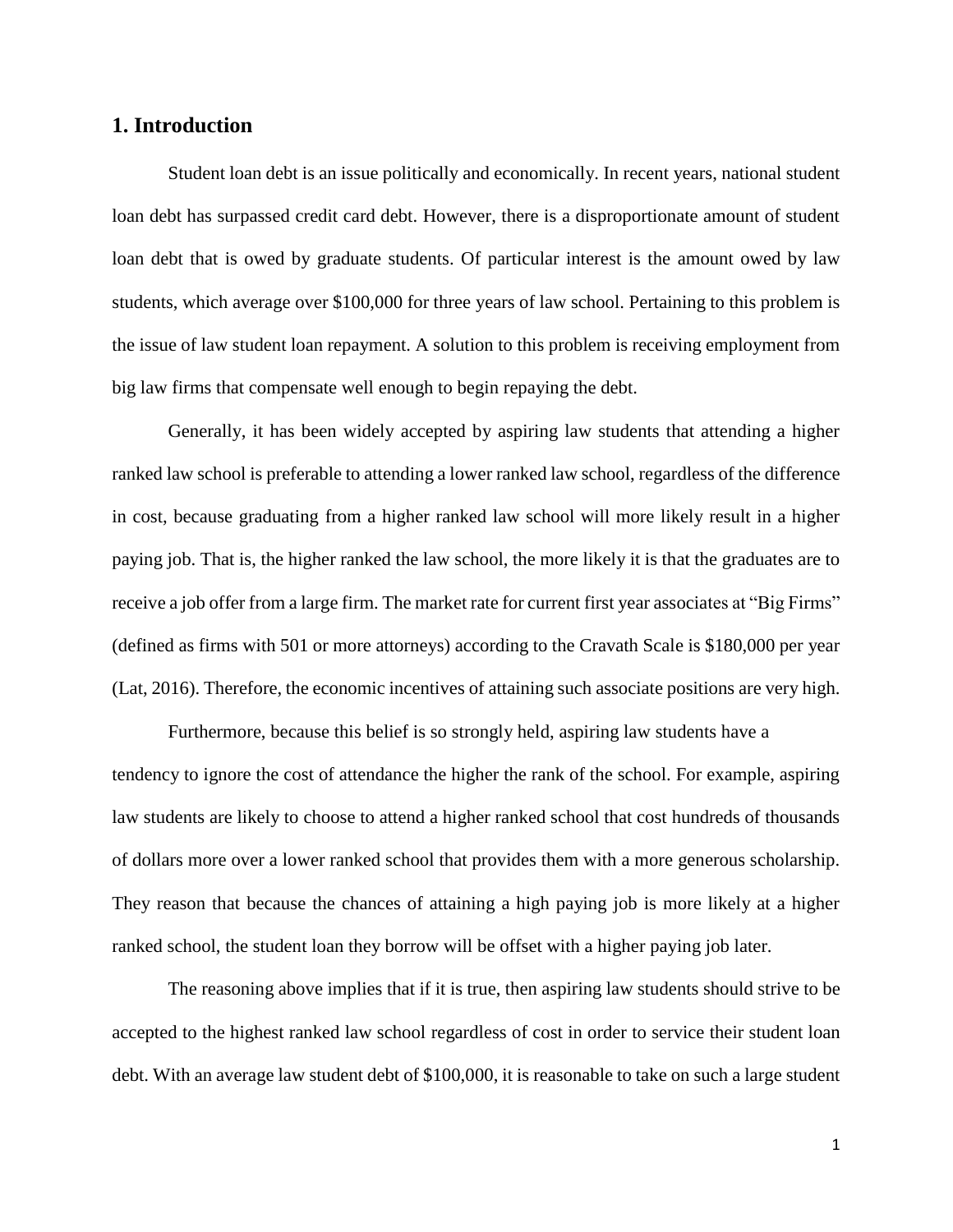## 1. Introduction

Student loan debt is an issue politically and economically. In recent years, national student loan debt has surpassed credit card debt. However, there is a disproportionate amount of student loan debt that is owed by graduate students. Of particular interest is the amount owed by law students, which average over $100,000 for three years of law school. Pertaining to this problem is the issue of law student loan repayment. A solution to this problem is receiving employment from big law firms that compensate well enough to begin repaying the debt.

Generally, it has been widely accepted by aspiring law students that attending a higher ranked law school is preferable to attending a lower ranked law school, regardless of the difference in cost, because graduating from a higher ranked law school will more likely result in a higher paying job. That is, the higher ranked the law school, the more likely it is that the graduates are to receive a job offer from a large firm. The market rate for current first year associates at "Big Firms" (defined as firms with 501 or more attorneys) according to the Cravath Scale is $180,000 per year (Lat, 2016). Therefore, the economic incentives of attaining such associate positions are very high.

Furthermore, because this belief is so strongly held, aspiring law students have a tendency to ignore the cost of attendance the higher the rank of the school. For example, aspiring law students are likely to choose to attend a higher ranked school that cost hundreds of thousands of dollars more over a lower ranked school that provides them with a more generous scholarship. They reason that because the chances of attaining a high paying job is more likely at a higher ranked school, the student loan they borrow will be offset with a higher paying job later.

The reasoning above implies that if it is true, then aspiring law students should strive to be accepted to the highest ranked law school regardless of cost in order to service their student loan debt. With an average law student debt of $100,000, it is reasonable to take on such a large student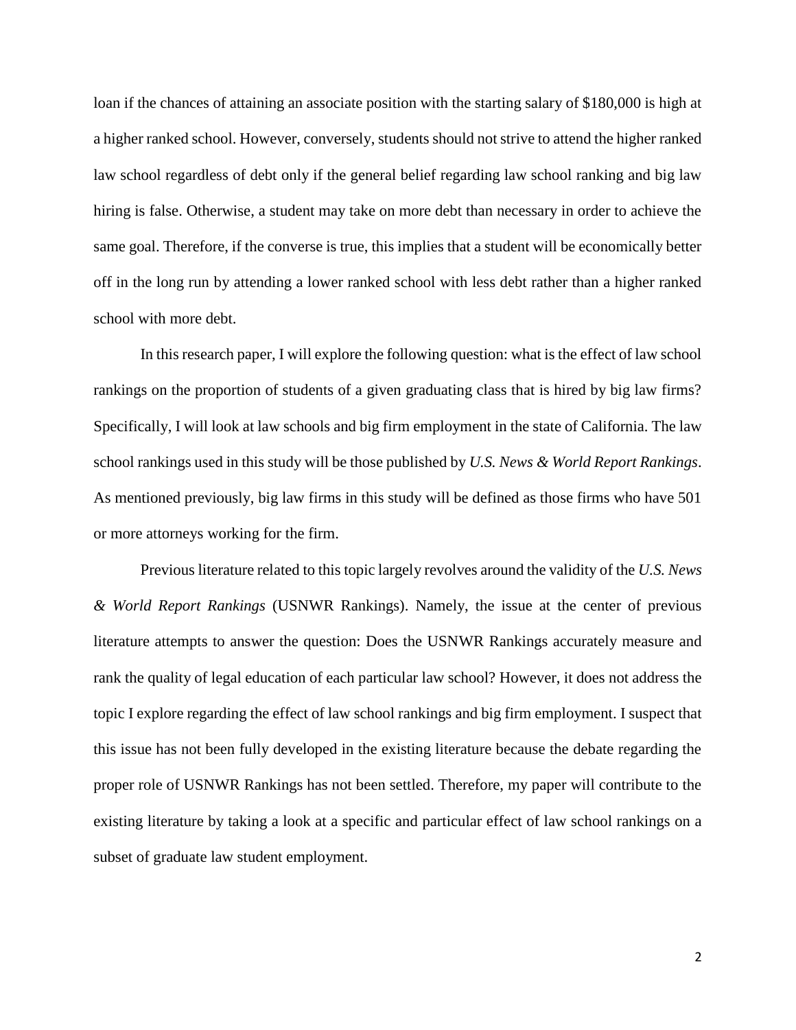loan if the chances of attaining an associate position with the starting salary of $180,000 is high at a higher ranked school. However, conversely, students should not strive to attend the higher ranked law school regardless of debt only if the general belief regarding law school ranking and big law hiring is false. Otherwise, a student may take on more debt than necessary in order to achieve the same goal. Therefore, if the converse is true, this implies that a student will be economically better off in the long run by attending a lower ranked school with less debt rather than a higher ranked school with more debt.

In this research paper, I will explore the following question: what is the effect of law school rankings on the proportion of students of a given graduating class that is hired by big law firms? Specifically, I will look at law schools and big firm employment in the state of California. The law school rankings used in this study will be those published by *U.S. News & World Report Rankings*. As mentioned previously, big law firms in this study will be defined as those firms who have 501 or more attorneys working for the firm.

Previous literature related to this topic largely revolves around the validity of the *U.S. News & World Report Rankings* (USNWR Rankings). Namely, the issue at the center of previous literature attempts to answer the question: Does the USNWR Rankings accurately measure and rank the quality of legal education of each particular law school? However, it does not address the topic I explore regarding the effect of law school rankings and big firm employment. I suspect that this issue has not been fully developed in the existing literature because the debate regarding the proper role of USNWR Rankings has not been settled. Therefore, my paper will contribute to the existing literature by taking a look at a specific and particular effect of law school rankings on a subset of graduate law student employment.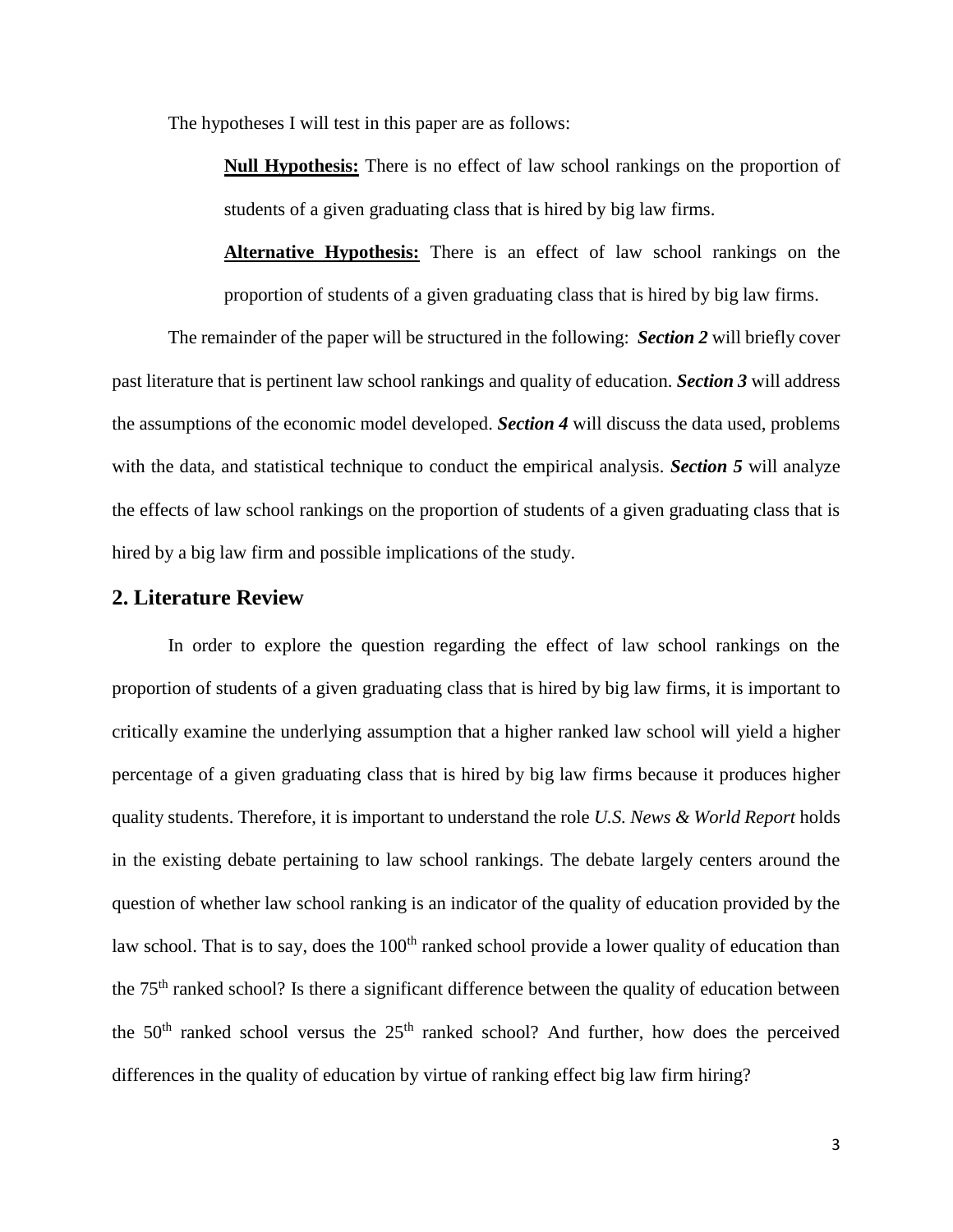The hypotheses I will test in this paper are as follows:

> **Null Hypothesis:** There is no effect of law school rankings on the proportion of students of a given graduating class that is hired by big law firms.
>
> **Alternative Hypothesis:** There is an effect of law school rankings on the proportion of students of a given graduating class that is hired by big law firms.

The remainder of the paper will be structured in the following: ***Section 2*** will briefly cover past literature that is pertinent law school rankings and quality of education. ***Section 3*** will address the assumptions of the economic model developed. ***Section 4*** will discuss the data used, problems with the data, and statistical technique to conduct the empirical analysis. ***Section 5*** will analyze the effects of law school rankings on the proportion of students of a given graduating class that is hired by a big law firm and possible implications of the study.

## 2. Literature Review

In order to explore the question regarding the effect of law school rankings on the proportion of students of a given graduating class that is hired by big law firms, it is important to critically examine the underlying assumption that a higher ranked law school will yield a higher percentage of a given graduating class that is hired by big law firms because it produces higher quality students. Therefore, it is important to understand the role *U.S. News & World Report* holds in the existing debate pertaining to law school rankings. The debate largely centers around the question of whether law school ranking is an indicator of the quality of education provided by the law school. That is to say, does the 100th ranked school provide a lower quality of education than the 75th ranked school? Is there a significant difference between the quality of education between the 50th ranked school versus the 25th ranked school? And further, how does the perceived differences in the quality of education by virtue of ranking effect big law firm hiring?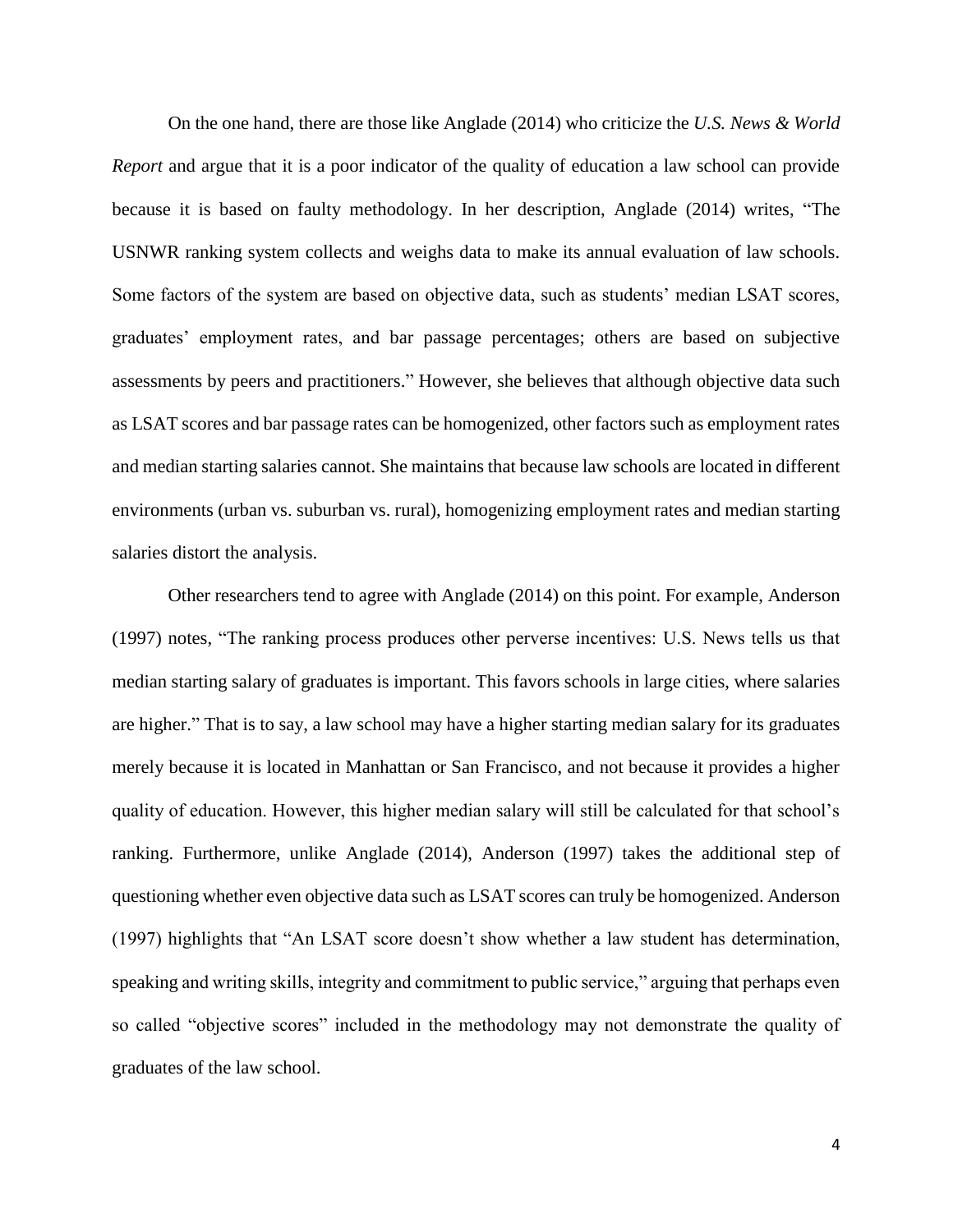On the one hand, there are those like Anglade (2014) who criticize the *U.S. News & World Report* and argue that it is a poor indicator of the quality of education a law school can provide because it is based on faulty methodology. In her description, Anglade (2014) writes, "The USNWR ranking system collects and weighs data to make its annual evaluation of law schools. Some factors of the system are based on objective data, such as students' median LSAT scores, graduates' employment rates, and bar passage percentages; others are based on subjective assessments by peers and practitioners." However, she believes that although objective data such as LSAT scores and bar passage rates can be homogenized, other factors such as employment rates and median starting salaries cannot. She maintains that because law schools are located in different environments (urban vs. suburban vs. rural), homogenizing employment rates and median starting salaries distort the analysis.

Other researchers tend to agree with Anglade (2014) on this point. For example, Anderson (1997) notes, "The ranking process produces other perverse incentives: U.S. News tells us that median starting salary of graduates is important. This favors schools in large cities, where salaries are higher." That is to say, a law school may have a higher starting median salary for its graduates merely because it is located in Manhattan or San Francisco, and not because it provides a higher quality of education. However, this higher median salary will still be calculated for that school's ranking. Furthermore, unlike Anglade (2014), Anderson (1997) takes the additional step of questioning whether even objective data such as LSAT scores can truly be homogenized. Anderson (1997) highlights that "An LSAT score doesn't show whether a law student has determination, speaking and writing skills, integrity and commitment to public service," arguing that perhaps even so called "objective scores" included in the methodology may not demonstrate the quality of graduates of the law school.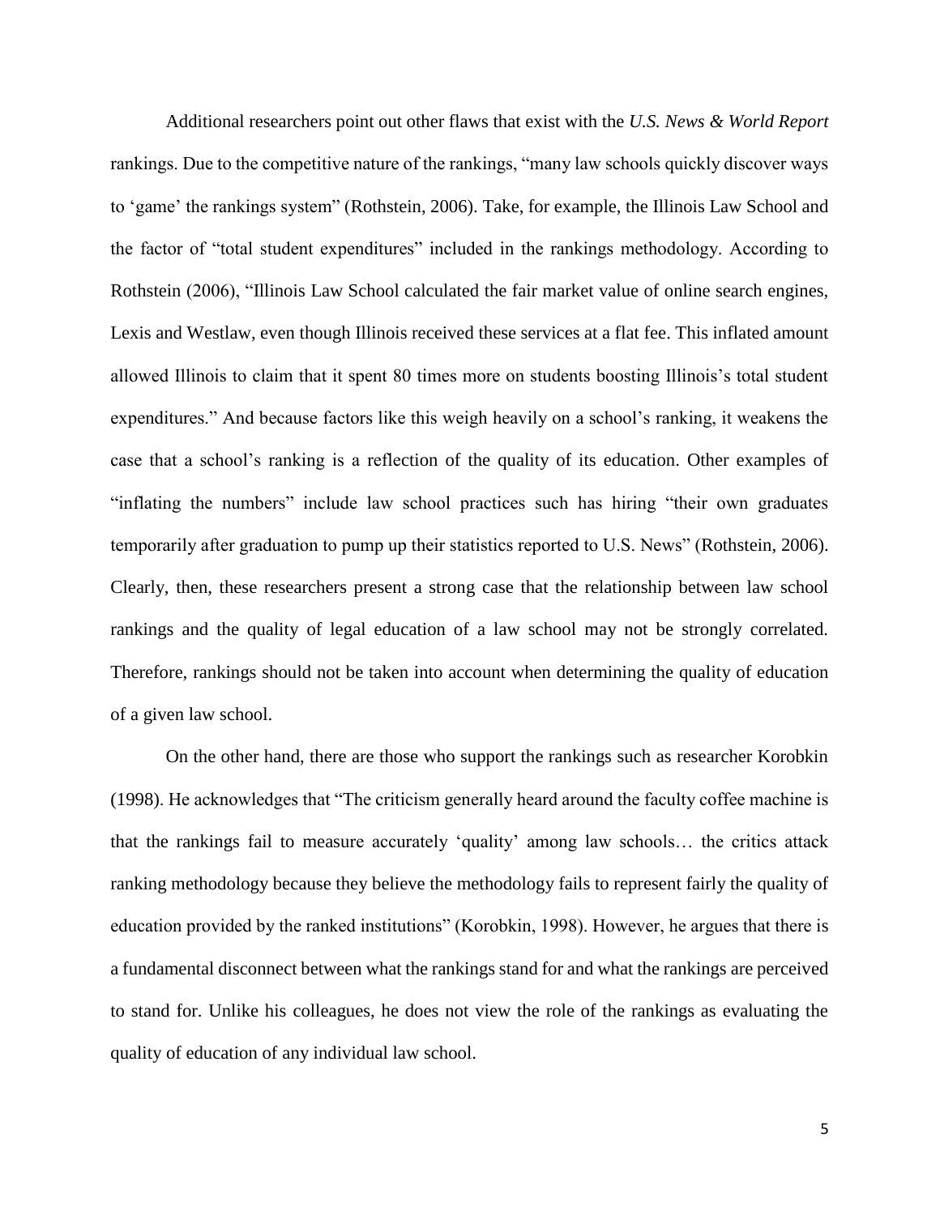Additional researchers point out other flaws that exist with the *U.S. News & World Report* rankings. Due to the competitive nature of the rankings, "many law schools quickly discover ways to 'game' the rankings system" (Rothstein, 2006). Take, for example, the Illinois Law School and the factor of "total student expenditures" included in the rankings methodology. According to Rothstein (2006), "Illinois Law School calculated the fair market value of online search engines, Lexis and Westlaw, even though Illinois received these services at a flat fee. This inflated amount allowed Illinois to claim that it spent 80 times more on students boosting Illinois's total student expenditures." And because factors like this weigh heavily on a school's ranking, it weakens the case that a school's ranking is a reflection of the quality of its education. Other examples of "inflating the numbers" include law school practices such has hiring "their own graduates temporarily after graduation to pump up their statistics reported to U.S. News" (Rothstein, 2006). Clearly, then, these researchers present a strong case that the relationship between law school rankings and the quality of legal education of a law school may not be strongly correlated. Therefore, rankings should not be taken into account when determining the quality of education of a given law school.

On the other hand, there are those who support the rankings such as researcher Korobkin (1998). He acknowledges that "The criticism generally heard around the faculty coffee machine is that the rankings fail to measure accurately 'quality' among law schools… the critics attack ranking methodology because they believe the methodology fails to represent fairly the quality of education provided by the ranked institutions" (Korobkin, 1998). However, he argues that there is a fundamental disconnect between what the rankings stand for and what the rankings are perceived to stand for. Unlike his colleagues, he does not view the role of the rankings as evaluating the quality of education of any individual law school.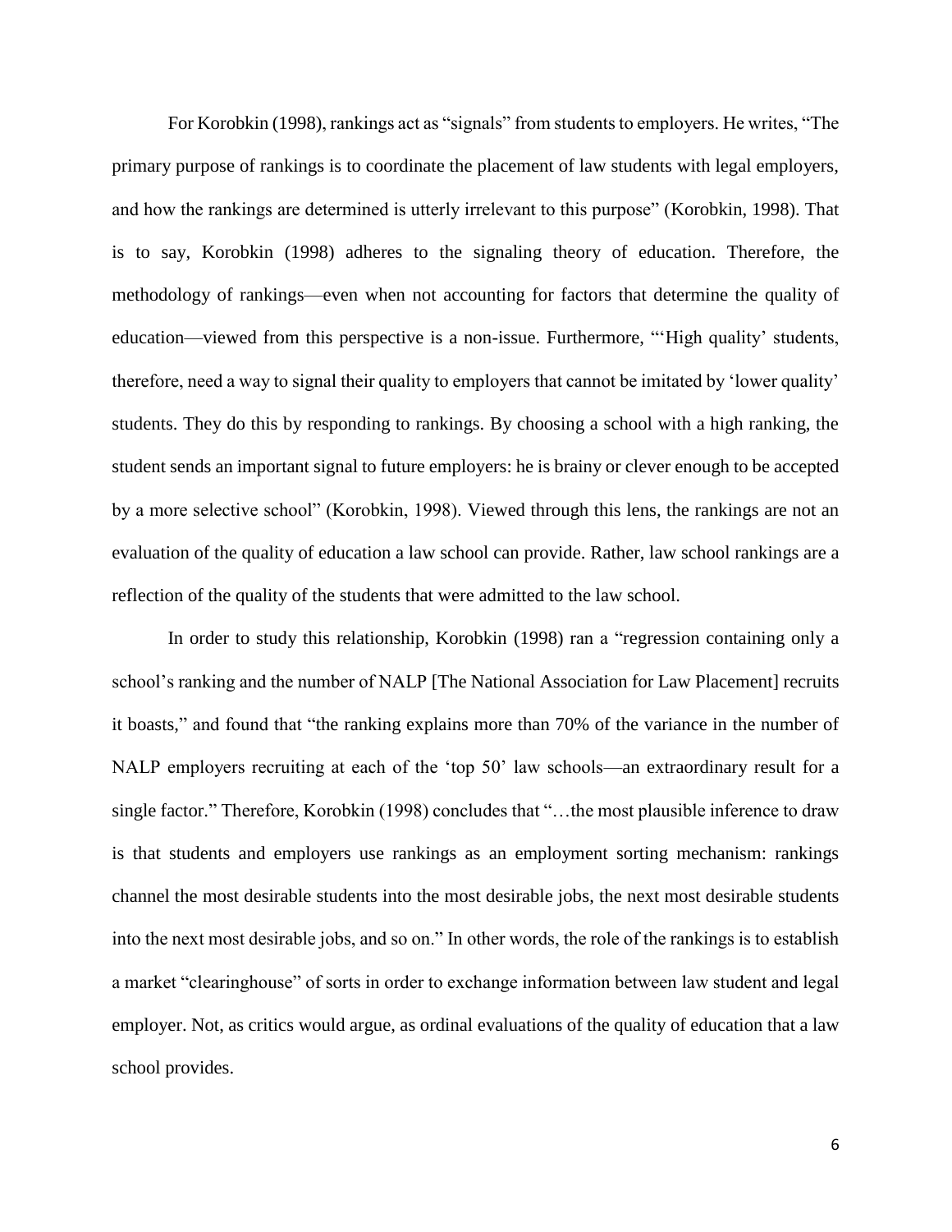For Korobkin (1998), rankings act as “signals” from students to employers. He writes, “The primary purpose of rankings is to coordinate the placement of law students with legal employers, and how the rankings are determined is utterly irrelevant to this purpose” (Korobkin, 1998). That is to say, Korobkin (1998) adheres to the signaling theory of education. Therefore, the methodology of rankings—even when not accounting for factors that determine the quality of education—viewed from this perspective is a non-issue. Furthermore, “‘High quality’ students, therefore, need a way to signal their quality to employers that cannot be imitated by ‘lower quality’ students. They do this by responding to rankings. By choosing a school with a high ranking, the student sends an important signal to future employers: he is brainy or clever enough to be accepted by a more selective school” (Korobkin, 1998). Viewed through this lens, the rankings are not an evaluation of the quality of education a law school can provide. Rather, law school rankings are a reflection of the quality of the students that were admitted to the law school.

In order to study this relationship, Korobkin (1998) ran a “regression containing only a school’s ranking and the number of NALP [The National Association for Law Placement] recruits it boasts,” and found that “the ranking explains more than 70% of the variance in the number of NALP employers recruiting at each of the ‘top 50’ law schools—an extraordinary result for a single factor.” Therefore, Korobkin (1998) concludes that “…the most plausible inference to draw is that students and employers use rankings as an employment sorting mechanism: rankings channel the most desirable students into the most desirable jobs, the next most desirable students into the next most desirable jobs, and so on.” In other words, the role of the rankings is to establish a market “clearinghouse” of sorts in order to exchange information between law student and legal employer. Not, as critics would argue, as ordinal evaluations of the quality of education that a law school provides.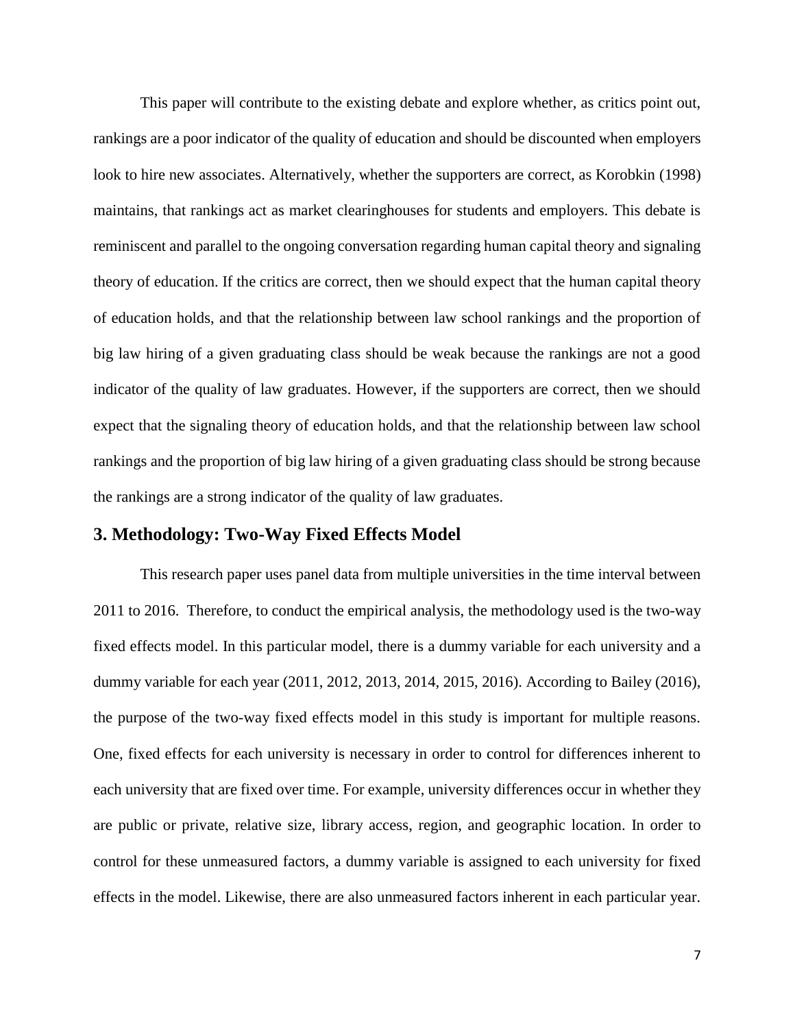This paper will contribute to the existing debate and explore whether, as critics point out, rankings are a poor indicator of the quality of education and should be discounted when employers look to hire new associates. Alternatively, whether the supporters are correct, as Korobkin (1998) maintains, that rankings act as market clearinghouses for students and employers. This debate is reminiscent and parallel to the ongoing conversation regarding human capital theory and signaling theory of education. If the critics are correct, then we should expect that the human capital theory of education holds, and that the relationship between law school rankings and the proportion of big law hiring of a given graduating class should be weak because the rankings are not a good indicator of the quality of law graduates. However, if the supporters are correct, then we should expect that the signaling theory of education holds, and that the relationship between law school rankings and the proportion of big law hiring of a given graduating class should be strong because the rankings are a strong indicator of the quality of law graduates.

## 3. Methodology: Two-Way Fixed Effects Model

This research paper uses panel data from multiple universities in the time interval between 2011 to 2016. Therefore, to conduct the empirical analysis, the methodology used is the two-way fixed effects model. In this particular model, there is a dummy variable for each university and a dummy variable for each year (2011, 2012, 2013, 2014, 2015, 2016). According to Bailey (2016), the purpose of the two-way fixed effects model in this study is important for multiple reasons. One, fixed effects for each university is necessary in order to control for differences inherent to each university that are fixed over time. For example, university differences occur in whether they are public or private, relative size, library access, region, and geographic location. In order to control for these unmeasured factors, a dummy variable is assigned to each university for fixed effects in the model. Likewise, there are also unmeasured factors inherent in each particular year.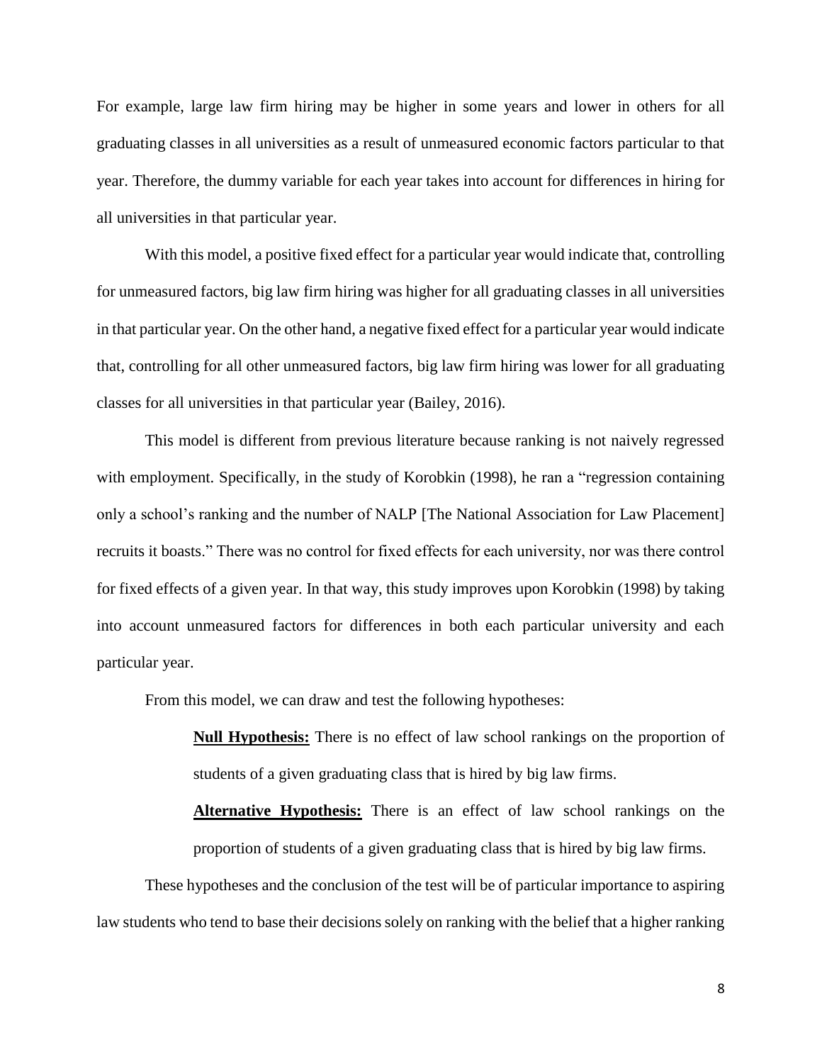For example, large law firm hiring may be higher in some years and lower in others for all graduating classes in all universities as a result of unmeasured economic factors particular to that year. Therefore, the dummy variable for each year takes into account for differences in hiring for all universities in that particular year.

With this model, a positive fixed effect for a particular year would indicate that, controlling for unmeasured factors, big law firm hiring was higher for all graduating classes in all universities in that particular year. On the other hand, a negative fixed effect for a particular year would indicate that, controlling for all other unmeasured factors, big law firm hiring was lower for all graduating classes for all universities in that particular year (Bailey, 2016).

This model is different from previous literature because ranking is not naively regressed with employment. Specifically, in the study of Korobkin (1998), he ran a "regression containing only a school's ranking and the number of NALP [The National Association for Law Placement] recruits it boasts." There was no control for fixed effects for each university, nor was there control for fixed effects of a given year. In that way, this study improves upon Korobkin (1998) by taking into account unmeasured factors for differences in both each particular university and each particular year.

From this model, we can draw and test the following hypotheses:

> **Null Hypothesis:** There is no effect of law school rankings on the proportion of students of a given graduating class that is hired by big law firms.
>
> **Alternative Hypothesis:** There is an effect of law school rankings on the proportion of students of a given graduating class that is hired by big law firms.

These hypotheses and the conclusion of the test will be of particular importance to aspiring law students who tend to base their decisions solely on ranking with the belief that a higher ranking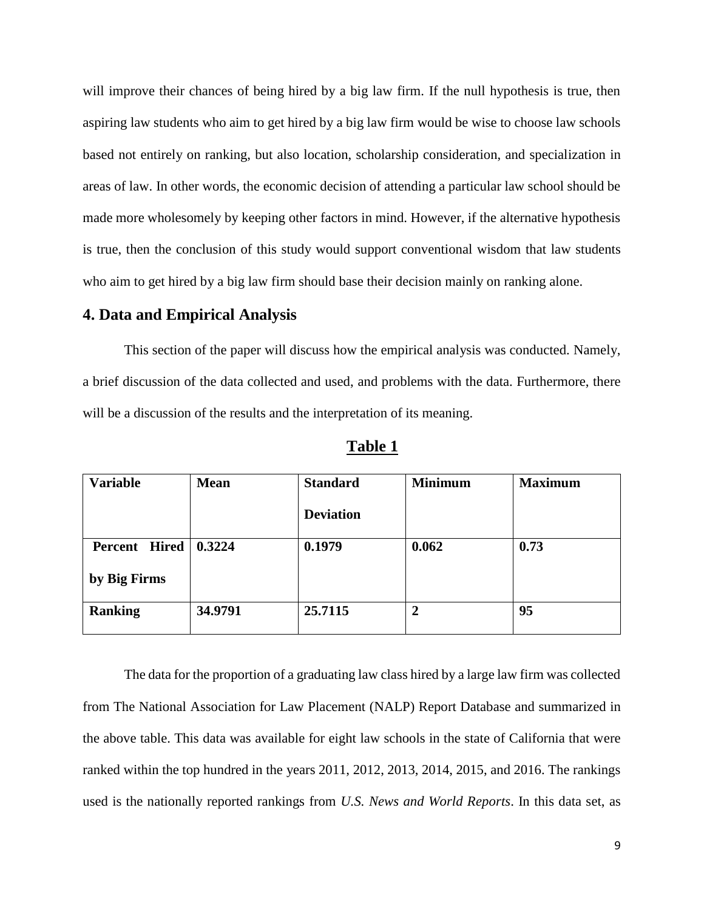will improve their chances of being hired by a big law firm. If the null hypothesis is true, then aspiring law students who aim to get hired by a big law firm would be wise to choose law schools based not entirely on ranking, but also location, scholarship consideration, and specialization in areas of law. In other words, the economic decision of attending a particular law school should be made more wholesomely by keeping other factors in mind. However, if the alternative hypothesis is true, then the conclusion of this study would support conventional wisdom that law students who aim to get hired by a big law firm should base their decision mainly on ranking alone.

## 4. Data and Empirical Analysis

This section of the paper will discuss how the empirical analysis was conducted. Namely, a brief discussion of the data collected and used, and problems with the data. Furthermore, there will be a discussion of the results and the interpretation of its meaning.

**Table 1**

| Variable | Mean | Standard Deviation | Minimum | Maximum |
|---|---|---|---|---|
| Percent Hired by Big Firms | 0.3224 | 0.1979 | 0.062 | 0.73 |
| Ranking | 34.9791 | 25.7115 | 2 | 95 |

The data for the proportion of a graduating law class hired by a large law firm was collected from The National Association for Law Placement (NALP) Report Database and summarized in the above table. This data was available for eight law schools in the state of California that were ranked within the top hundred in the years 2011, 2012, 2013, 2014, 2015, and 2016. The rankings used is the nationally reported rankings from *U.S. News and World Reports*. In this data set, as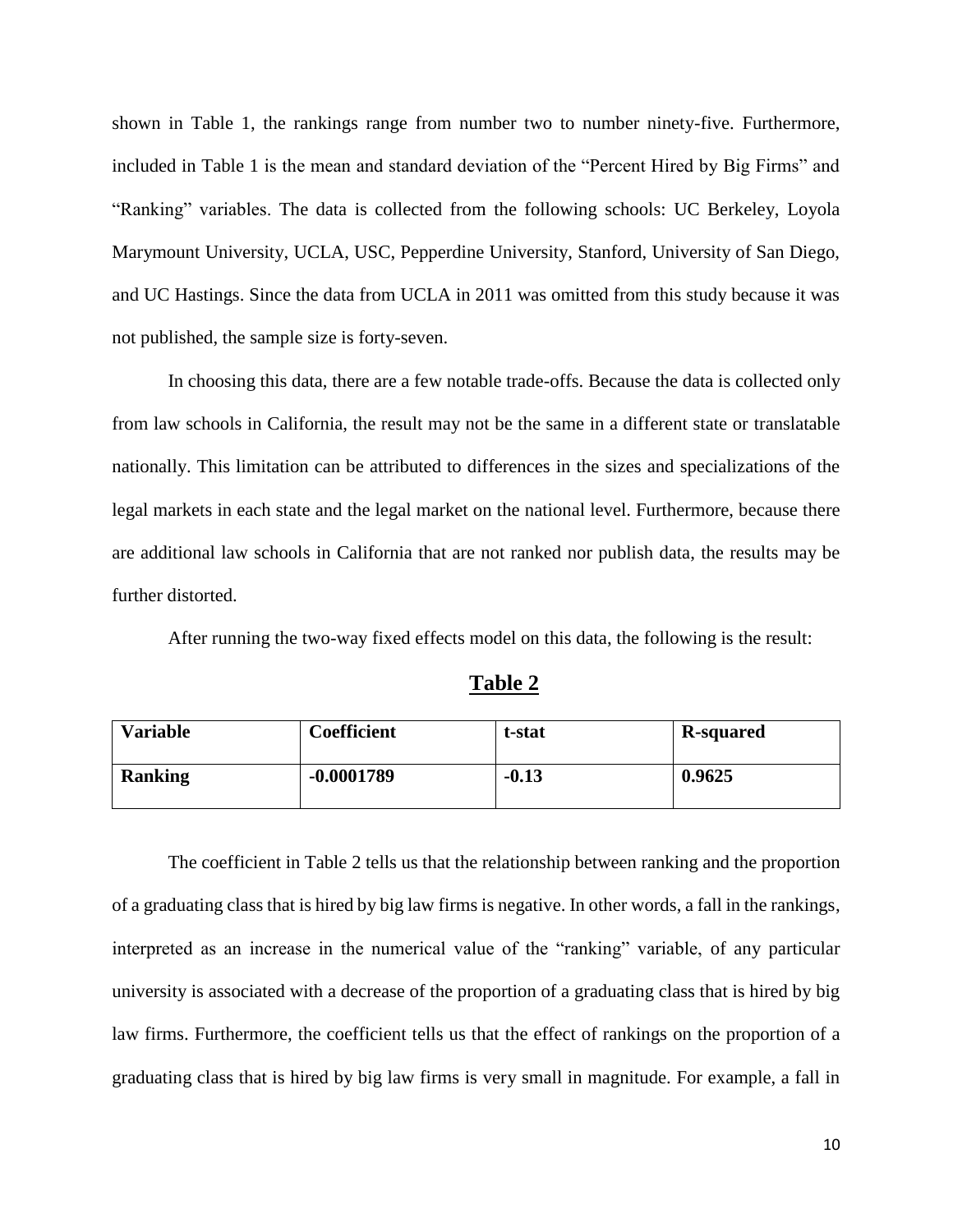shown in Table 1, the rankings range from number two to number ninety-five. Furthermore, included in Table 1 is the mean and standard deviation of the "Percent Hired by Big Firms" and "Ranking" variables. The data is collected from the following schools: UC Berkeley, Loyola Marymount University, UCLA, USC, Pepperdine University, Stanford, University of San Diego, and UC Hastings. Since the data from UCLA in 2011 was omitted from this study because it was not published, the sample size is forty-seven.

In choosing this data, there are a few notable trade-offs. Because the data is collected only from law schools in California, the result may not be the same in a different state or translatable nationally. This limitation can be attributed to differences in the sizes and specializations of the legal markets in each state and the legal market on the national level. Furthermore, because there are additional law schools in California that are not ranked nor publish data, the results may be further distorted.

After running the two-way fixed effects model on this data, the following is the result:

**Table 2**

| **Variable** | **Coefficient** | **t-stat** | **R-squared** |
| --- | --- | --- | --- |
| **Ranking** | **-0.0001789** | **-0.13** | **0.9625** |

The coefficient in Table 2 tells us that the relationship between ranking and the proportion of a graduating class that is hired by big law firms is negative. In other words, a fall in the rankings, interpreted as an increase in the numerical value of the "ranking" variable, of any particular university is associated with a decrease of the proportion of a graduating class that is hired by big law firms. Furthermore, the coefficient tells us that the effect of rankings on the proportion of a graduating class that is hired by big law firms is very small in magnitude. For example, a fall in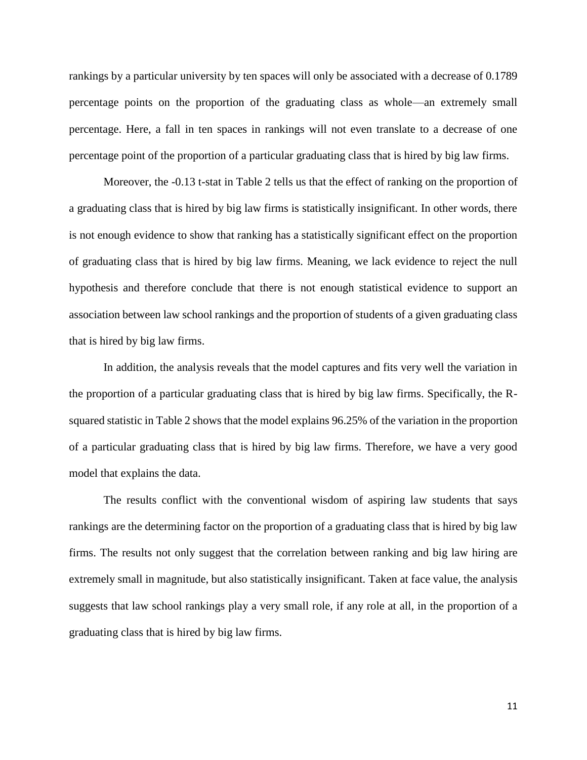rankings by a particular university by ten spaces will only be associated with a decrease of 0.1789 percentage points on the proportion of the graduating class as whole—an extremely small percentage. Here, a fall in ten spaces in rankings will not even translate to a decrease of one percentage point of the proportion of a particular graduating class that is hired by big law firms.

Moreover, the -0.13 t-stat in Table 2 tells us that the effect of ranking on the proportion of a graduating class that is hired by big law firms is statistically insignificant. In other words, there is not enough evidence to show that ranking has a statistically significant effect on the proportion of graduating class that is hired by big law firms. Meaning, we lack evidence to reject the null hypothesis and therefore conclude that there is not enough statistical evidence to support an association between law school rankings and the proportion of students of a given graduating class that is hired by big law firms.

In addition, the analysis reveals that the model captures and fits very well the variation in the proportion of a particular graduating class that is hired by big law firms. Specifically, the R-squared statistic in Table 2 shows that the model explains 96.25% of the variation in the proportion of a particular graduating class that is hired by big law firms. Therefore, we have a very good model that explains the data.

The results conflict with the conventional wisdom of aspiring law students that says rankings are the determining factor on the proportion of a graduating class that is hired by big law firms. The results not only suggest that the correlation between ranking and big law hiring are extremely small in magnitude, but also statistically insignificant. Taken at face value, the analysis suggests that law school rankings play a very small role, if any role at all, in the proportion of a graduating class that is hired by big law firms.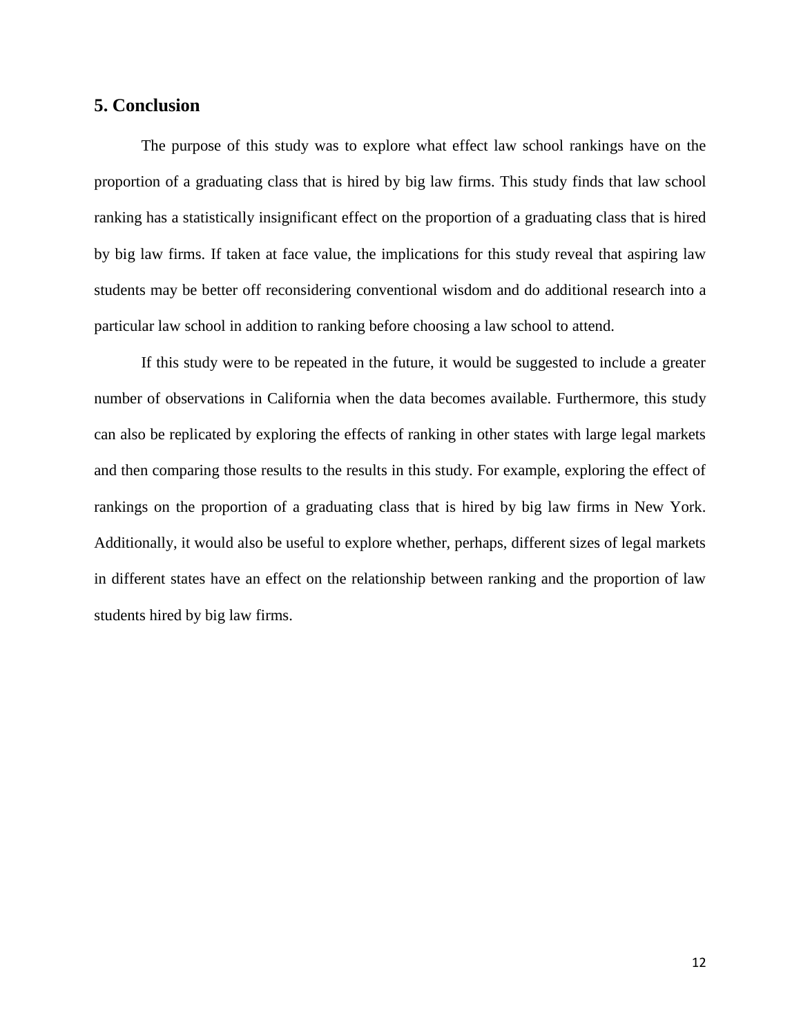## 5. Conclusion

The purpose of this study was to explore what effect law school rankings have on the proportion of a graduating class that is hired by big law firms. This study finds that law school ranking has a statistically insignificant effect on the proportion of a graduating class that is hired by big law firms. If taken at face value, the implications for this study reveal that aspiring law students may be better off reconsidering conventional wisdom and do additional research into a particular law school in addition to ranking before choosing a law school to attend.

If this study were to be repeated in the future, it would be suggested to include a greater number of observations in California when the data becomes available. Furthermore, this study can also be replicated by exploring the effects of ranking in other states with large legal markets and then comparing those results to the results in this study. For example, exploring the effect of rankings on the proportion of a graduating class that is hired by big law firms in New York. Additionally, it would also be useful to explore whether, perhaps, different sizes of legal markets in different states have an effect on the relationship between ranking and the proportion of law students hired by big law firms.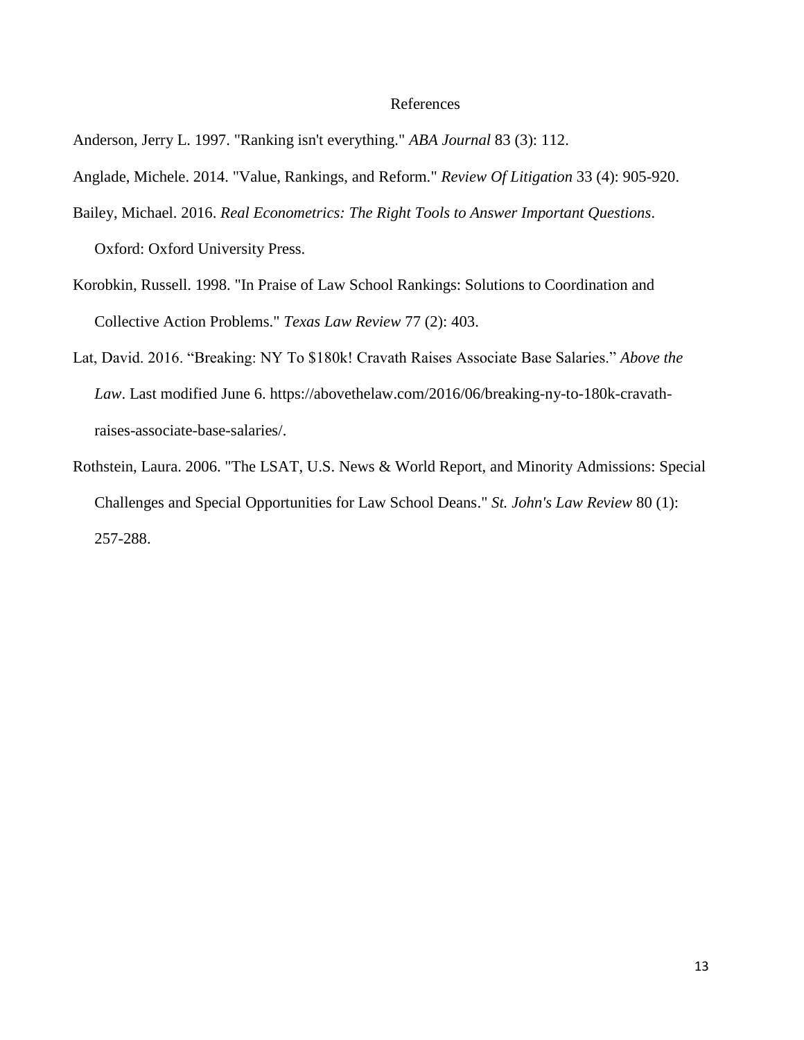# References

Anderson, Jerry L. 1997. "Ranking isn't everything." *ABA Journal* 83 (3): 112.

Anglade, Michele. 2014. "Value, Rankings, and Reform." *Review Of Litigation* 33 (4): 905-920.

Bailey, Michael. 2016. *Real Econometrics: The Right Tools to Answer Important Questions*. Oxford: Oxford University Press.

Korobkin, Russell. 1998. "In Praise of Law School Rankings: Solutions to Coordination and Collective Action Problems." *Texas Law Review* 77 (2): 403.

Lat, David. 2016. "Breaking: NY To $180k! Cravath Raises Associate Base Salaries." *Above the Law*. Last modified June 6. https://abovethelaw.com/2016/06/breaking-ny-to-180k-cravath-raises-associate-base-salaries/.

Rothstein, Laura. 2006. "The LSAT, U.S. News & World Report, and Minority Admissions: Special Challenges and Special Opportunities for Law School Deans." *St. John's Law Review* 80 (1): 257-288.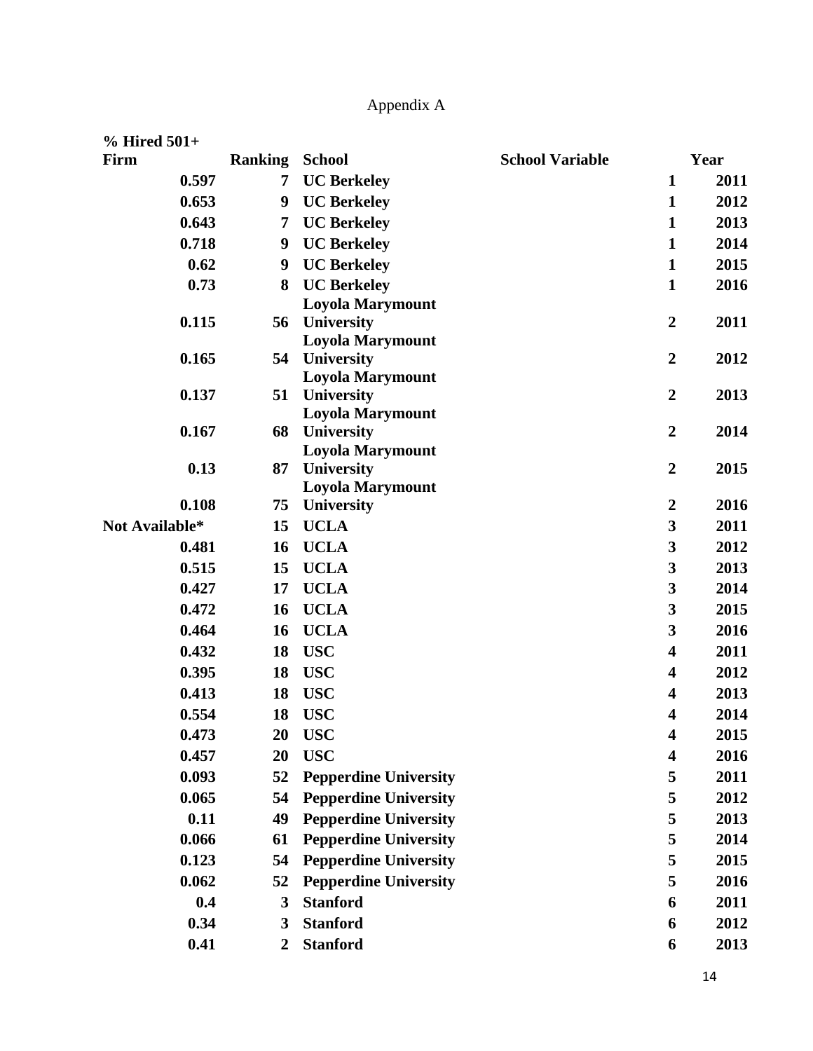Appendix A

| % Hired 501+ Firm | Ranking | School | School Variable | Year |
|---|---|---|---|---|
| 0.597 | 7 | UC Berkeley | 1 | 2011 |
| 0.653 | 9 | UC Berkeley | 1 | 2012 |
| 0.643 | 7 | UC Berkeley | 1 | 2013 |
| 0.718 | 9 | UC Berkeley | 1 | 2014 |
| 0.62 | 9 | UC Berkeley | 1 | 2015 |
| 0.73 | 8 | UC Berkeley | 1 | 2016 |
| 0.115 | 56 | Loyola Marymount University | 2 | 2011 |
| 0.165 | 54 | Loyola Marymount University | 2 | 2012 |
| 0.137 | 51 | Loyola Marymount University | 2 | 2013 |
| 0.167 | 68 | Loyola Marymount University | 2 | 2014 |
| 0.13 | 87 | Loyola Marymount University | 2 | 2015 |
| 0.108 | 75 | Loyola Marymount University | 2 | 2016 |
| Not Available* | 15 | UCLA | 3 | 2011 |
| 0.481 | 16 | UCLA | 3 | 2012 |
| 0.515 | 15 | UCLA | 3 | 2013 |
| 0.427 | 17 | UCLA | 3 | 2014 |
| 0.472 | 16 | UCLA | 3 | 2015 |
| 0.464 | 16 | UCLA | 3 | 2016 |
| 0.432 | 18 | USC | 4 | 2011 |
| 0.395 | 18 | USC | 4 | 2012 |
| 0.413 | 18 | USC | 4 | 2013 |
| 0.554 | 18 | USC | 4 | 2014 |
| 0.473 | 20 | USC | 4 | 2015 |
| 0.457 | 20 | USC | 4 | 2016 |
| 0.093 | 52 | Pepperdine University | 5 | 2011 |
| 0.065 | 54 | Pepperdine University | 5 | 2012 |
| 0.11 | 49 | Pepperdine University | 5 | 2013 |
| 0.066 | 61 | Pepperdine University | 5 | 2014 |
| 0.123 | 54 | Pepperdine University | 5 | 2015 |
| 0.062 | 52 | Pepperdine University | 5 | 2016 |
| 0.4 | 3 | Stanford | 6 | 2011 |
| 0.34 | 3 | Stanford | 6 | 2012 |
| 0.41 | 2 | Stanford | 6 | 2013 |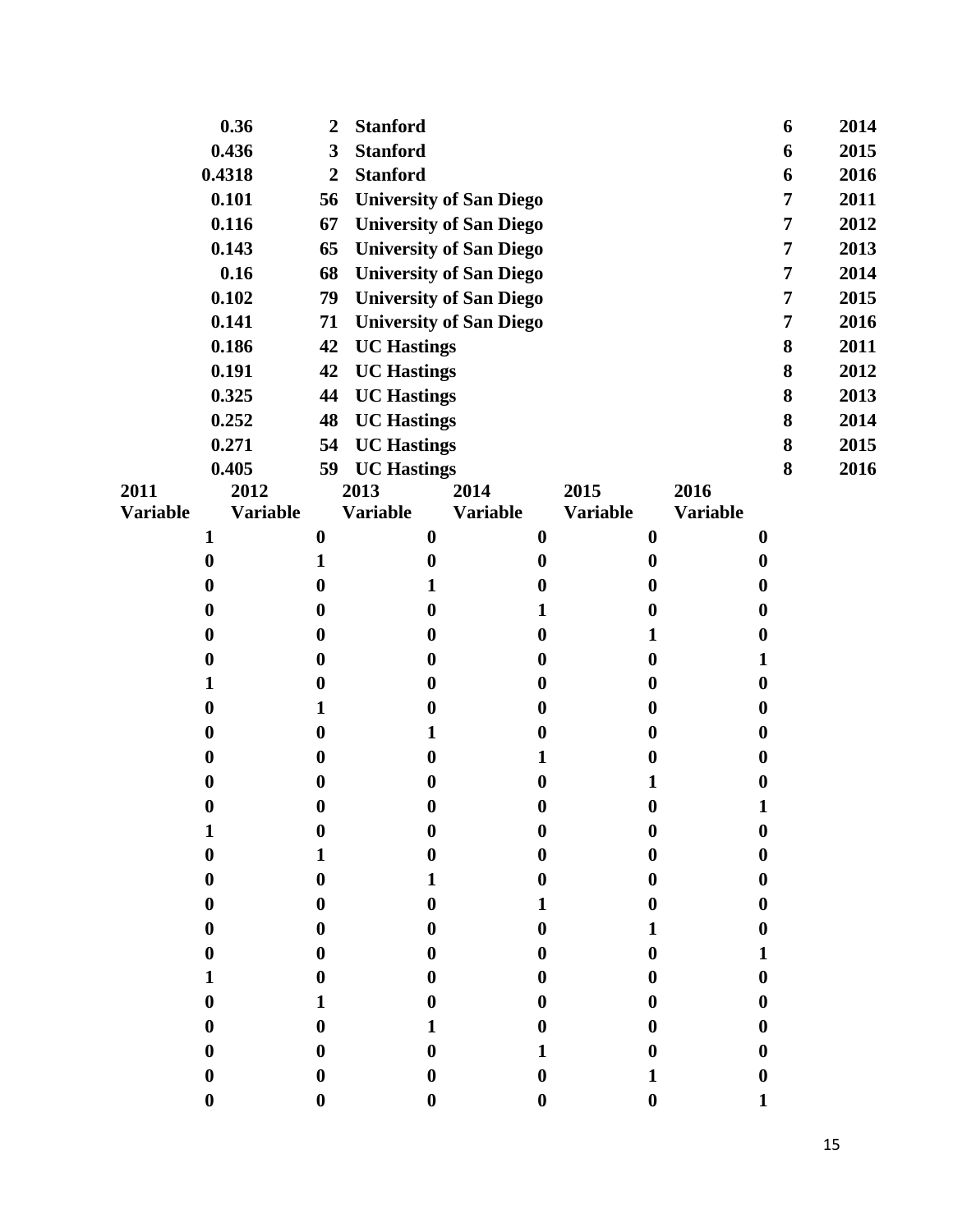| | | | | |
|---|---|---|---|---|
| 0.36 | 2 | Stanford | 6 | 2014 |
| 0.436 | 3 | Stanford | 6 | 2015 |
| 0.4318 | 2 | Stanford | 6 | 2016 |
| 0.101 | 56 | University of San Diego | 7 | 2011 |
| 0.116 | 67 | University of San Diego | 7 | 2012 |
| 0.143 | 65 | University of San Diego | 7 | 2013 |
| 0.16 | 68 | University of San Diego | 7 | 2014 |
| 0.102 | 79 | University of San Diego | 7 | 2015 |
| 0.141 | 71 | University of San Diego | 7 | 2016 |
| 0.186 | 42 | UC Hastings | 8 | 2011 |
| 0.191 | 42 | UC Hastings | 8 | 2012 |
| 0.325 | 44 | UC Hastings | 8 | 2013 |
| 0.252 | 48 | UC Hastings | 8 | 2014 |
| 0.271 | 54 | UC Hastings | 8 | 2015 |
| 0.405 | 59 | UC Hastings | 8 | 2016 |

| 2011 Variable | 2012 Variable | 2013 Variable | 2014 Variable | 2015 Variable | 2016 Variable |
|---|---|---|---|---|---|
| 1 | 0 | 0 | 0 | 0 | 0 |
| 0 | 1 | 0 | 0 | 0 | 0 |
| 0 | 0 | 1 | 0 | 0 | 0 |
| 0 | 0 | 0 | 1 | 0 | 0 |
| 0 | 0 | 0 | 0 | 1 | 0 |
| 0 | 0 | 0 | 0 | 0 | 1 |
| 1 | 0 | 0 | 0 | 0 | 0 |
| 0 | 1 | 0 | 0 | 0 | 0 |
| 0 | 0 | 1 | 0 | 0 | 0 |
| 0 | 0 | 0 | 1 | 0 | 0 |
| 0 | 0 | 0 | 0 | 1 | 0 |
| 0 | 0 | 0 | 0 | 0 | 1 |
| 1 | 0 | 0 | 0 | 0 | 0 |
| 0 | 1 | 0 | 0 | 0 | 0 |
| 0 | 0 | 1 | 0 | 0 | 0 |
| 0 | 0 | 0 | 1 | 0 | 0 |
| 0 | 0 | 0 | 0 | 1 | 0 |
| 0 | 0 | 0 | 0 | 0 | 1 |
| 1 | 0 | 0 | 0 | 0 | 0 |
| 0 | 1 | 0 | 0 | 0 | 0 |
| 0 | 0 | 1 | 0 | 0 | 0 |
| 0 | 0 | 0 | 1 | 0 | 0 |
| 0 | 0 | 0 | 0 | 1 | 0 |
| 0 | 0 | 0 | 0 | 0 | 1 |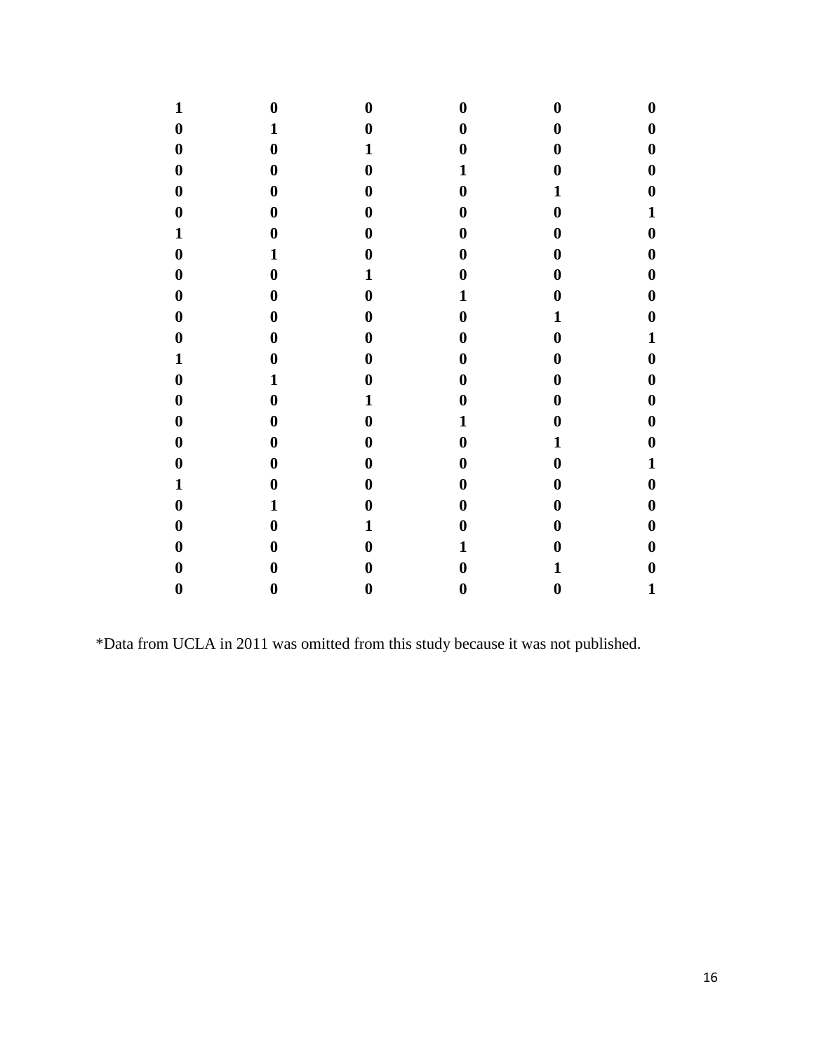| | | | | | |
|---|---|---|---|---|---|
| **1** | **0** | **0** | **0** | **0** | **0** |
| **0** | **1** | **0** | **0** | **0** | **0** |
| **0** | **0** | **1** | **0** | **0** | **0** |
| **0** | **0** | **0** | **1** | **0** | **0** |
| **0** | **0** | **0** | **0** | **1** | **0** |
| **0** | **0** | **0** | **0** | **0** | **1** |
| **1** | **0** | **0** | **0** | **0** | **0** |
| **0** | **1** | **0** | **0** | **0** | **0** |
| **0** | **0** | **1** | **0** | **0** | **0** |
| **0** | **0** | **0** | **1** | **0** | **0** |
| **0** | **0** | **0** | **0** | **1** | **0** |
| **0** | **0** | **0** | **0** | **0** | **1** |
| **1** | **0** | **0** | **0** | **0** | **0** |
| **0** | **1** | **0** | **0** | **0** | **0** |
| **0** | **0** | **1** | **0** | **0** | **0** |
| **0** | **0** | **0** | **1** | **0** | **0** |
| **0** | **0** | **0** | **0** | **1** | **0** |
| **0** | **0** | **0** | **0** | **0** | **1** |
| **1** | **0** | **0** | **0** | **0** | **0** |
| **0** | **1** | **0** | **0** | **0** | **0** |
| **0** | **0** | **1** | **0** | **0** | **0** |
| **0** | **0** | **0** | **1** | **0** | **0** |
| **0** | **0** | **0** | **0** | **1** | **0** |
| **0** | **0** | **0** | **0** | **0** | **1** |

*Data from UCLA in 2011 was omitted from this study because it was not published.